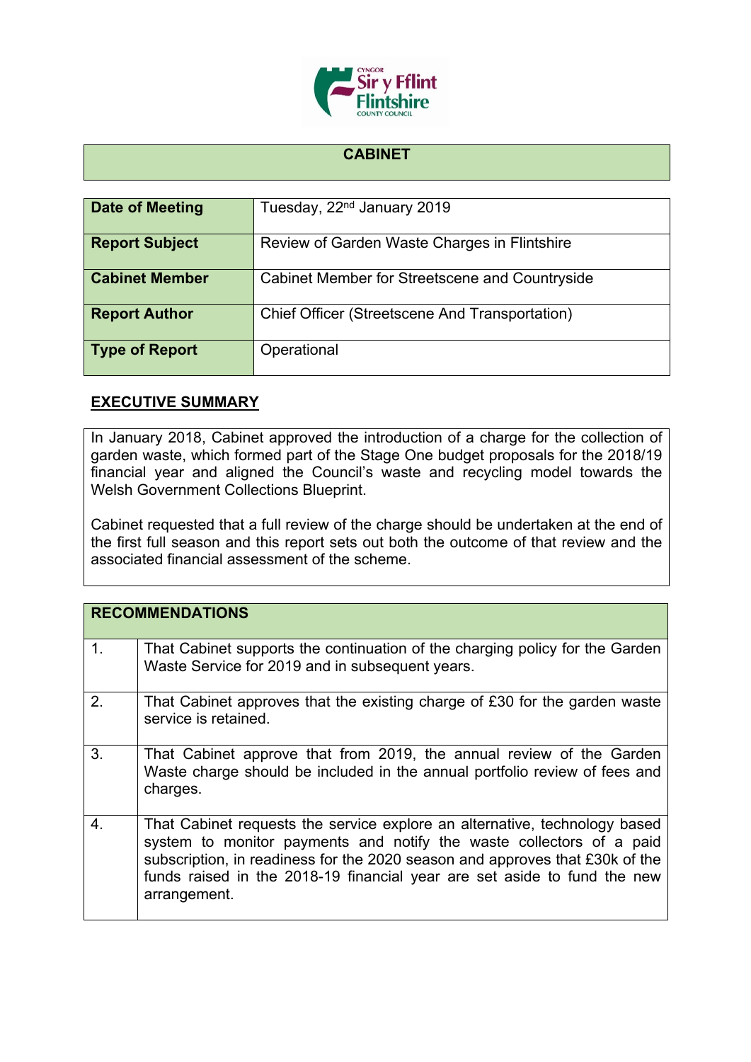# CABINET

| | |
|---|---|
| **Date of Meeting** | Tuesday, 22nd January 2019 |
| **Report Subject** | Review of Garden Waste Charges in Flintshire |
| **Cabinet Member** | Cabinet Member for Streetscene and Countryside |
| **Report Author** | Chief Officer (Streetscene And Transportation) |
| **Type of Report** | Operational |

## EXECUTIVE SUMMARY

In January 2018, Cabinet approved the introduction of a charge for the collection of garden waste, which formed part of the Stage One budget proposals for the 2018/19 financial year and aligned the Council's waste and recycling model towards the Welsh Government Collections Blueprint.

Cabinet requested that a full review of the charge should be undertaken at the end of the first full season and this report sets out both the outcome of that review and the associated financial assessment of the scheme.

| RECOMMENDATIONS | |
|---|---|
| 1. | That Cabinet supports the continuation of the charging policy for the Garden Waste Service for 2019 and in subsequent years. |
| 2. | That Cabinet approves that the existing charge of £30 for the garden waste service is retained. |
| 3. | That Cabinet approve that from 2019, the annual review of the Garden Waste charge should be included in the annual portfolio review of fees and charges. |
| 4. | That Cabinet requests the service explore an alternative, technology based system to monitor payments and notify the waste collectors of a paid subscription, in readiness for the 2020 season and approves that £30k of the funds raised in the 2018-19 financial year are set aside to fund the new arrangement. |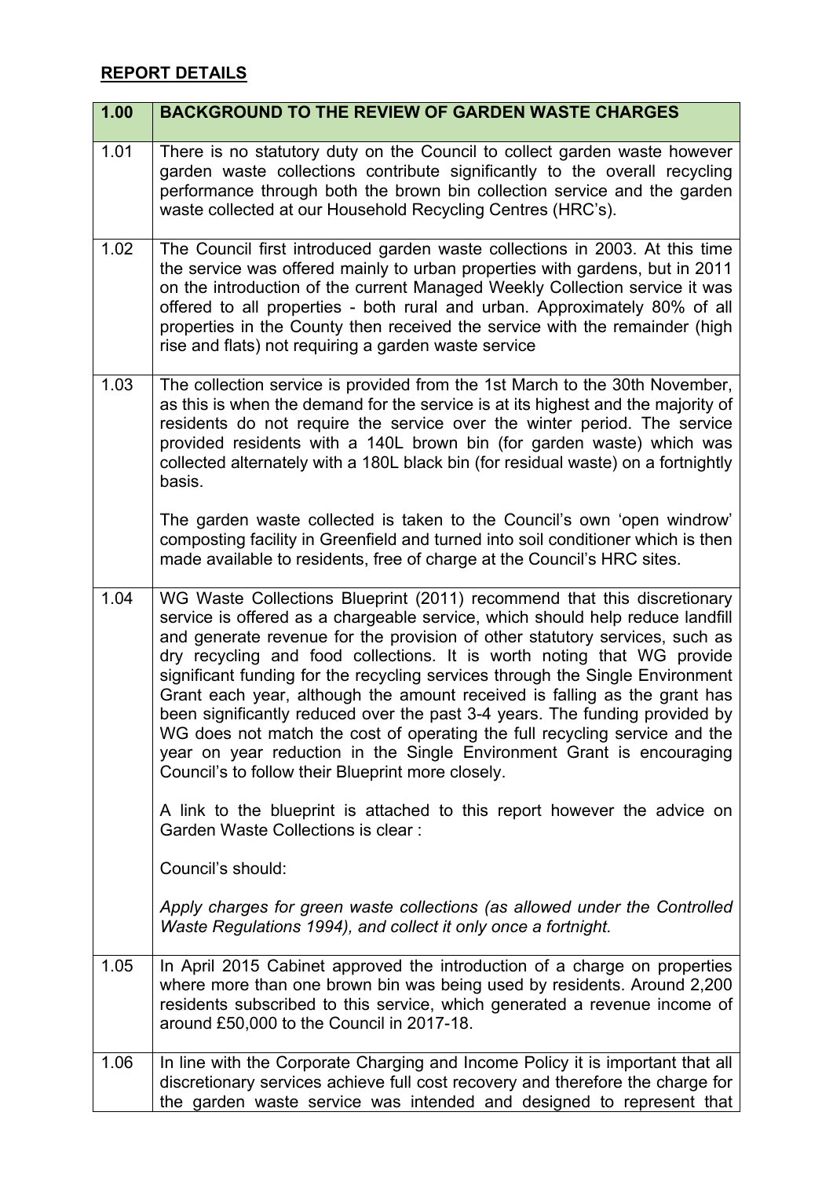## REPORT DETAILS

| 1.00 | BACKGROUND TO THE REVIEW OF GARDEN WASTE CHARGES |
|---|---|
| 1.01 | There is no statutory duty on the Council to collect garden waste however garden waste collections contribute significantly to the overall recycling performance through both the brown bin collection service and the garden waste collected at our Household Recycling Centres (HRC's). |
| 1.02 | The Council first introduced garden waste collections in 2003. At this time the service was offered mainly to urban properties with gardens, but in 2011 on the introduction of the current Managed Weekly Collection service it was offered to all properties - both rural and urban. Approximately 80% of all properties in the County then received the service with the remainder (high rise and flats) not requiring a garden waste service |
| 1.03 | The collection service is provided from the 1st March to the 30th November, as this is when the demand for the service is at its highest and the majority of residents do not require the service over the winter period. The service provided residents with a 140L brown bin (for garden waste) which was collected alternately with a 180L black bin (for residual waste) on a fortnightly basis.<br><br>The garden waste collected is taken to the Council's own 'open windrow' composting facility in Greenfield and turned into soil conditioner which is then made available to residents, free of charge at the Council's HRC sites. |
| 1.04 | WG Waste Collections Blueprint (2011) recommend that this discretionary service is offered as a chargeable service, which should help reduce landfill and generate revenue for the provision of other statutory services, such as dry recycling and food collections. It is worth noting that WG provide significant funding for the recycling services through the Single Environment Grant each year, although the amount received is falling as the grant has been significantly reduced over the past 3-4 years. The funding provided by WG does not match the cost of operating the full recycling service and the year on year reduction in the Single Environment Grant is encouraging Council's to follow their Blueprint more closely.<br><br>A link to the blueprint is attached to this report however the advice on Garden Waste Collections is clear :<br><br>Council's should:<br><br>*Apply charges for green waste collections (as allowed under the Controlled Waste Regulations 1994), and collect it only once a fortnight.* |
| 1.05 | In April 2015 Cabinet approved the introduction of a charge on properties where more than one brown bin was being used by residents. Around 2,200 residents subscribed to this service, which generated a revenue income of around £50,000 to the Council in 2017-18. |
| 1.06 | In line with the Corporate Charging and Income Policy it is important that all discretionary services achieve full cost recovery and therefore the charge for the garden waste service was intended and designed to represent that |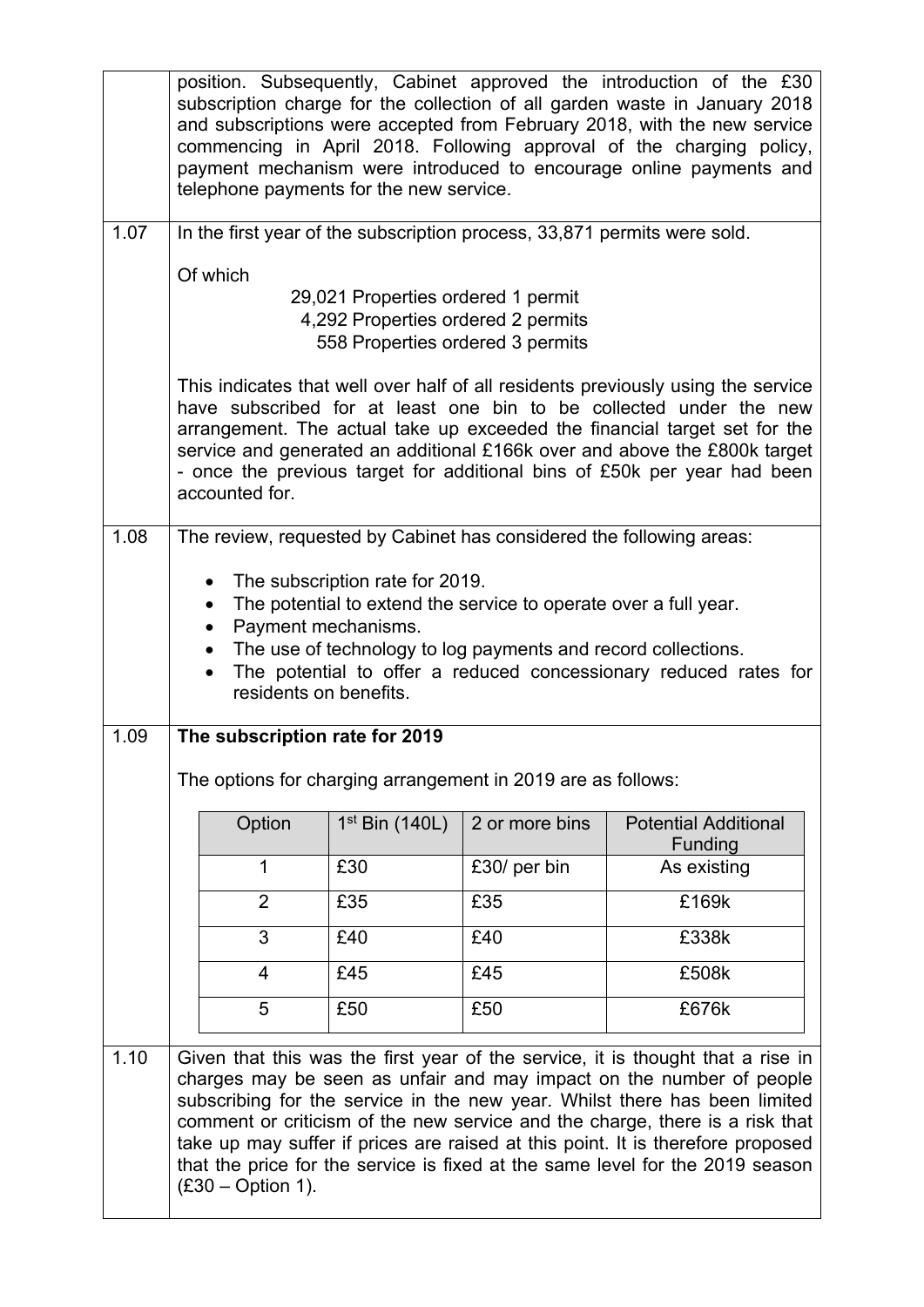position. Subsequently, Cabinet approved the introduction of the £30 subscription charge for the collection of all garden waste in January 2018 and subscriptions were accepted from February 2018, with the new service commencing in April 2018. Following approval of the charging policy, payment mechanism were introduced to encourage online payments and telephone payments for the new service.

**1.07** In the first year of the subscription process, 33,871 permits were sold.

Of which

29,021 Properties ordered 1 permit
4,292 Properties ordered 2 permits
558 Properties ordered 3 permits

This indicates that well over half of all residents previously using the service have subscribed for at least one bin to be collected under the new arrangement. The actual take up exceeded the financial target set for the service and generated an additional £166k over and above the £800k target - once the previous target for additional bins of £50k per year had been accounted for.

**1.08** The review, requested by Cabinet has considered the following areas:

- The subscription rate for 2019.
- The potential to extend the service to operate over a full year.
- Payment mechanisms.
- The use of technology to log payments and record collections.
- The potential to offer a reduced concessionary reduced rates for residents on benefits.

**1.09** **The subscription rate for 2019**

The options for charging arrangement in 2019 are as follows:

| Option | 1st Bin (140L) | 2 or more bins | Potential Additional Funding |
|---|---|---|---|
| 1 | £30 | £30/ per bin | As existing |
| 2 | £35 | £35 | £169k |
| 3 | £40 | £40 | £338k |
| 4 | £45 | £45 | £508k |
| 5 | £50 | £50 | £676k |

**1.10** Given that this was the first year of the service, it is thought that a rise in charges may be seen as unfair and may impact on the number of people subscribing for the service in the new year. Whilst there has been limited comment or criticism of the new service and the charge, there is a risk that take up may suffer if prices are raised at this point. It is therefore proposed that the price for the service is fixed at the same level for the 2019 season (£30 – Option 1).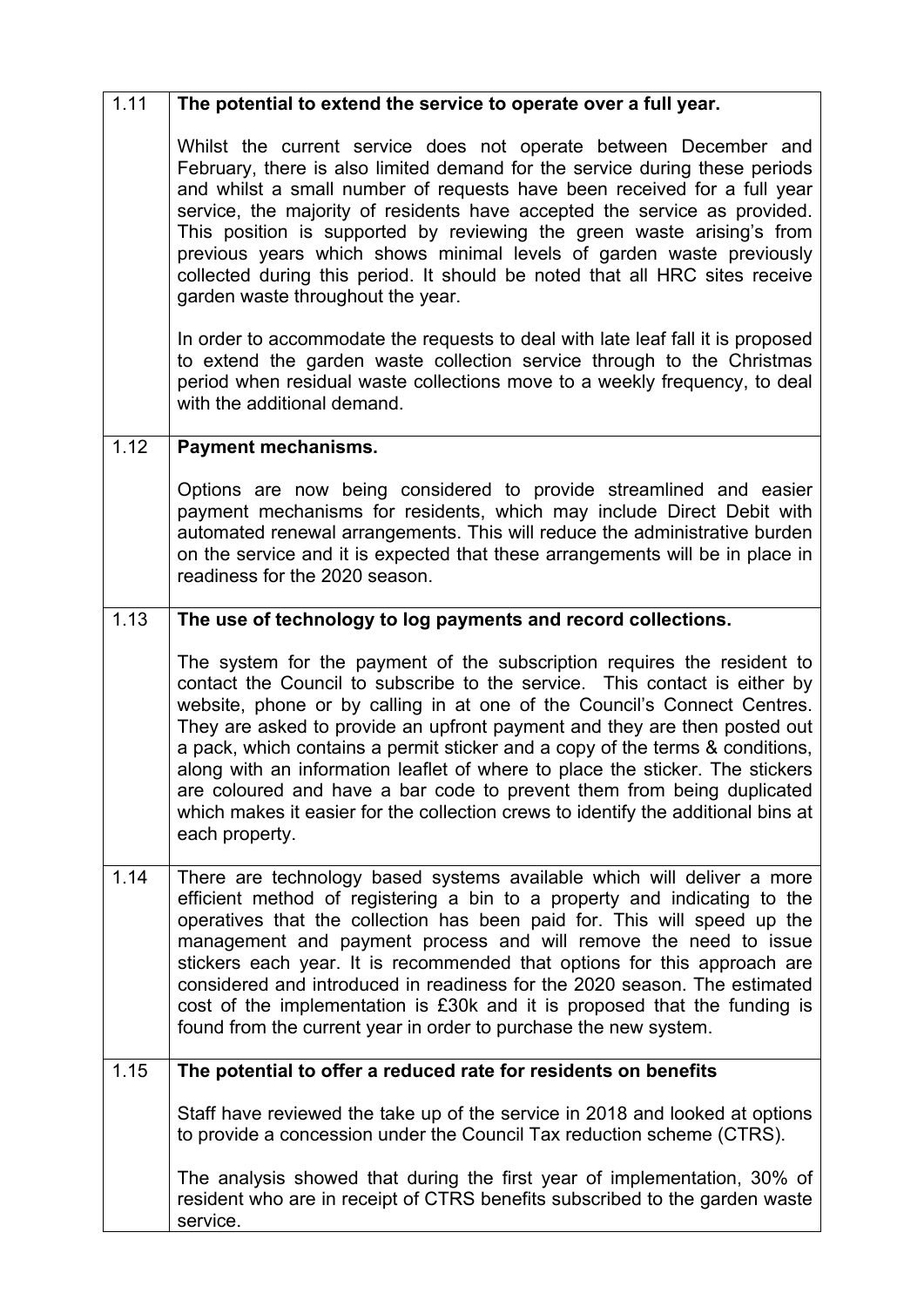| | |
|---|---|
| 1.11 | **The potential to extend the service to operate over a full year.**<br><br>Whilst the current service does not operate between December and February, there is also limited demand for the service during these periods and whilst a small number of requests have been received for a full year service, the majority of residents have accepted the service as provided. This position is supported by reviewing the green waste arising's from previous years which shows minimal levels of garden waste previously collected during this period. It should be noted that all HRC sites receive garden waste throughout the year.<br><br>In order to accommodate the requests to deal with late leaf fall it is proposed to extend the garden waste collection service through to the Christmas period when residual waste collections move to a weekly frequency, to deal with the additional demand. |
| 1.12 | **Payment mechanisms.**<br><br>Options are now being considered to provide streamlined and easier payment mechanisms for residents, which may include Direct Debit with automated renewal arrangements. This will reduce the administrative burden on the service and it is expected that these arrangements will be in place in readiness for the 2020 season. |
| 1.13 | **The use of technology to log payments and record collections.**<br><br>The system for the payment of the subscription requires the resident to contact the Council to subscribe to the service. This contact is either by website, phone or by calling in at one of the Council's Connect Centres. They are asked to provide an upfront payment and they are then posted out a pack, which contains a permit sticker and a copy of the terms & conditions, along with an information leaflet of where to place the sticker. The stickers are coloured and have a bar code to prevent them from being duplicated which makes it easier for the collection crews to identify the additional bins at each property. |
| 1.14 | There are technology based systems available which will deliver a more efficient method of registering a bin to a property and indicating to the operatives that the collection has been paid for. This will speed up the management and payment process and will remove the need to issue stickers each year. It is recommended that options for this approach are considered and introduced in readiness for the 2020 season. The estimated cost of the implementation is £30k and it is proposed that the funding is found from the current year in order to purchase the new system. |
| 1.15 | **The potential to offer a reduced rate for residents on benefits**<br><br>Staff have reviewed the take up of the service in 2018 and looked at options to provide a concession under the Council Tax reduction scheme (CTRS).<br><br>The analysis showed that during the first year of implementation, 30% of resident who are in receipt of CTRS benefits subscribed to the garden waste service. |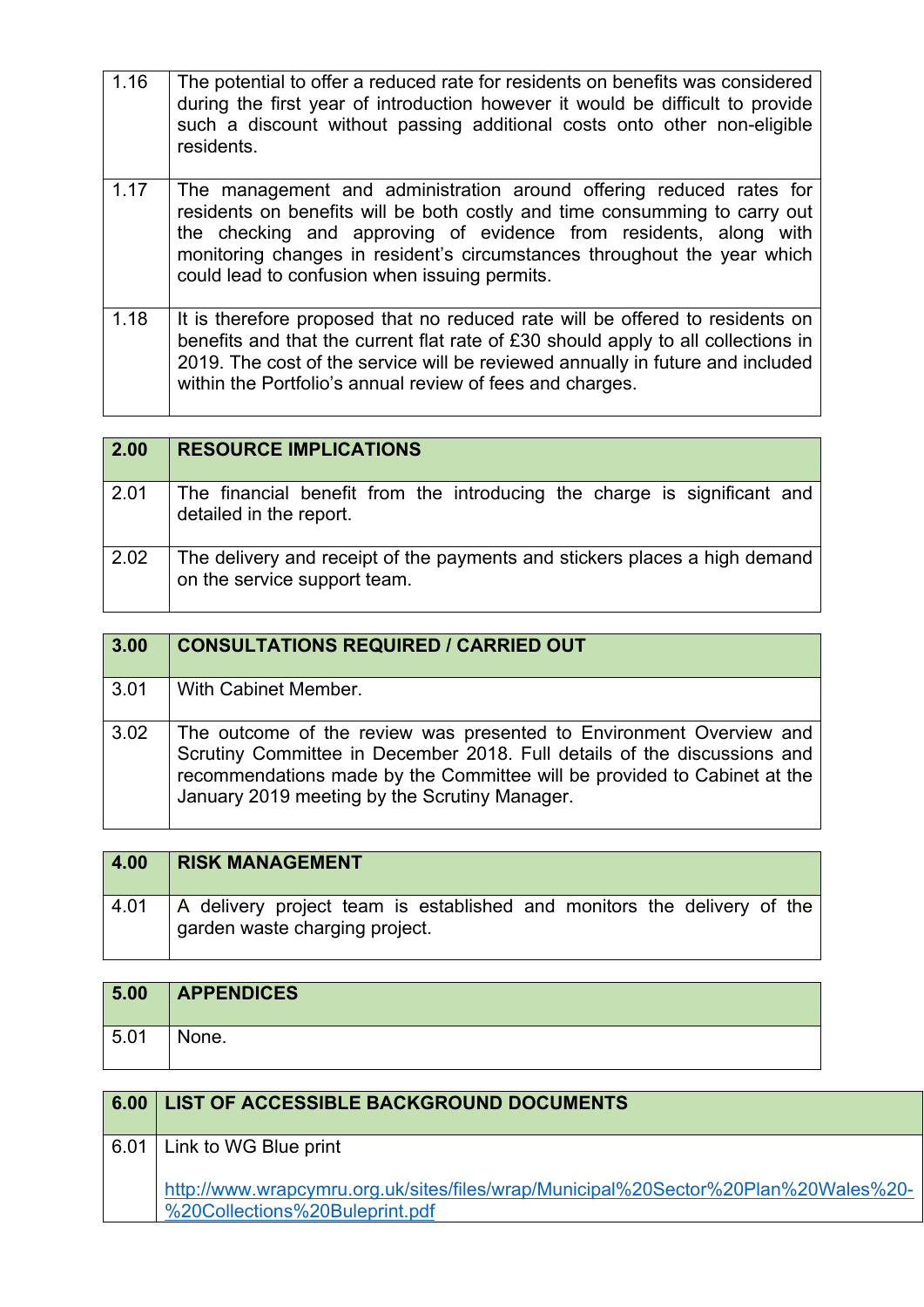| | |
|---|---|
| 1.16 | The potential to offer a reduced rate for residents on benefits was considered during the first year of introduction however it would be difficult to provide such a discount without passing additional costs onto other non-eligible residents. |
| 1.17 | The management and administration around offering reduced rates for residents on benefits will be both costly and time consumming to carry out the checking and approving of evidence from residents, along with monitoring changes in resident's circumstances throughout the year which could lead to confusion when issuing permits. |
| 1.18 | It is therefore proposed that no reduced rate will be offered to residents on benefits and that the current flat rate of £30 should apply to all collections in 2019. The cost of the service will be reviewed annually in future and included within the Portfolio's annual review of fees and charges. |

| **2.00** | **RESOURCE IMPLICATIONS** |
|---|---|
| 2.01 | The financial benefit from the introducing the charge is significant and detailed in the report. |
| 2.02 | The delivery and receipt of the payments and stickers places a high demand on the service support team. |

| **3.00** | **CONSULTATIONS REQUIRED / CARRIED OUT** |
|---|---|
| 3.01 | With Cabinet Member. |
| 3.02 | The outcome of the review was presented to Environment Overview and Scrutiny Committee in December 2018. Full details of the discussions and recommendations made by the Committee will be provided to Cabinet at the January 2019 meeting by the Scrutiny Manager. |

| **4.00** | **RISK MANAGEMENT** |
|---|---|
| 4.01 | A delivery project team is established and monitors the delivery of the garden waste charging project. |

| **5.00** | **APPENDICES** |
|---|---|
| 5.01 | None. |

| **6.00** | **LIST OF ACCESSIBLE BACKGROUND DOCUMENTS** |
|---|---|
| 6.01 | Link to WG Blue print<br><br>http://www.wrapcymru.org.uk/sites/files/wrap/Municipal%20Sector%20Plan%20Wales%20-%20Collections%20Buleprint.pdf |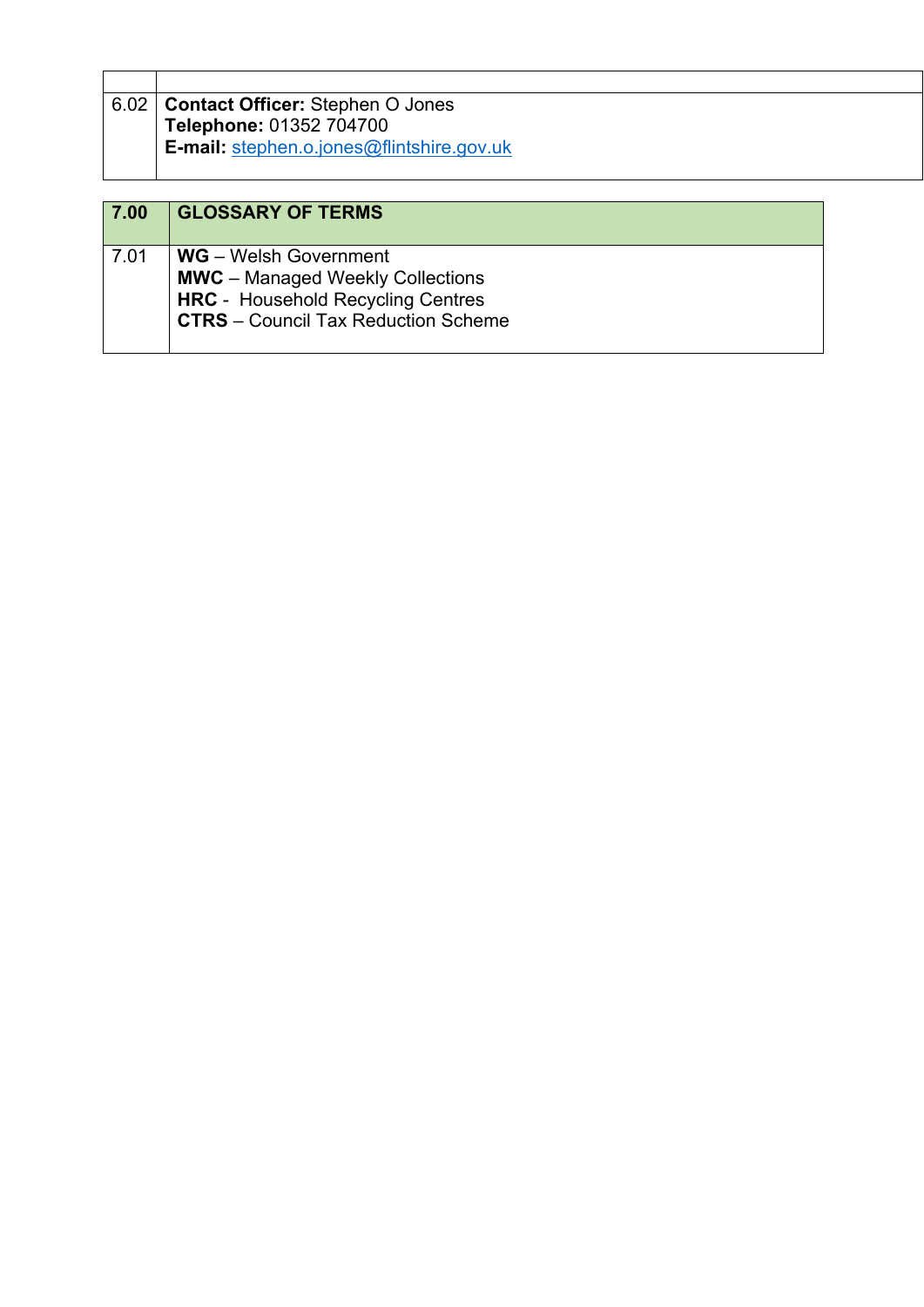| | |
|---|---|
| | |
| 6.02 | **Contact Officer:** Stephen O Jones<br>**Telephone:** 01352 704700<br>**E-mail:** stephen.o.jones@flintshire.gov.uk |

| 7.00 | GLOSSARY OF TERMS |
|---|---|
| 7.01 | **WG** – Welsh Government<br>**MWC** – Managed Weekly Collections<br>**HRC** - Household Recycling Centres<br>**CTRS** – Council Tax Reduction Scheme |